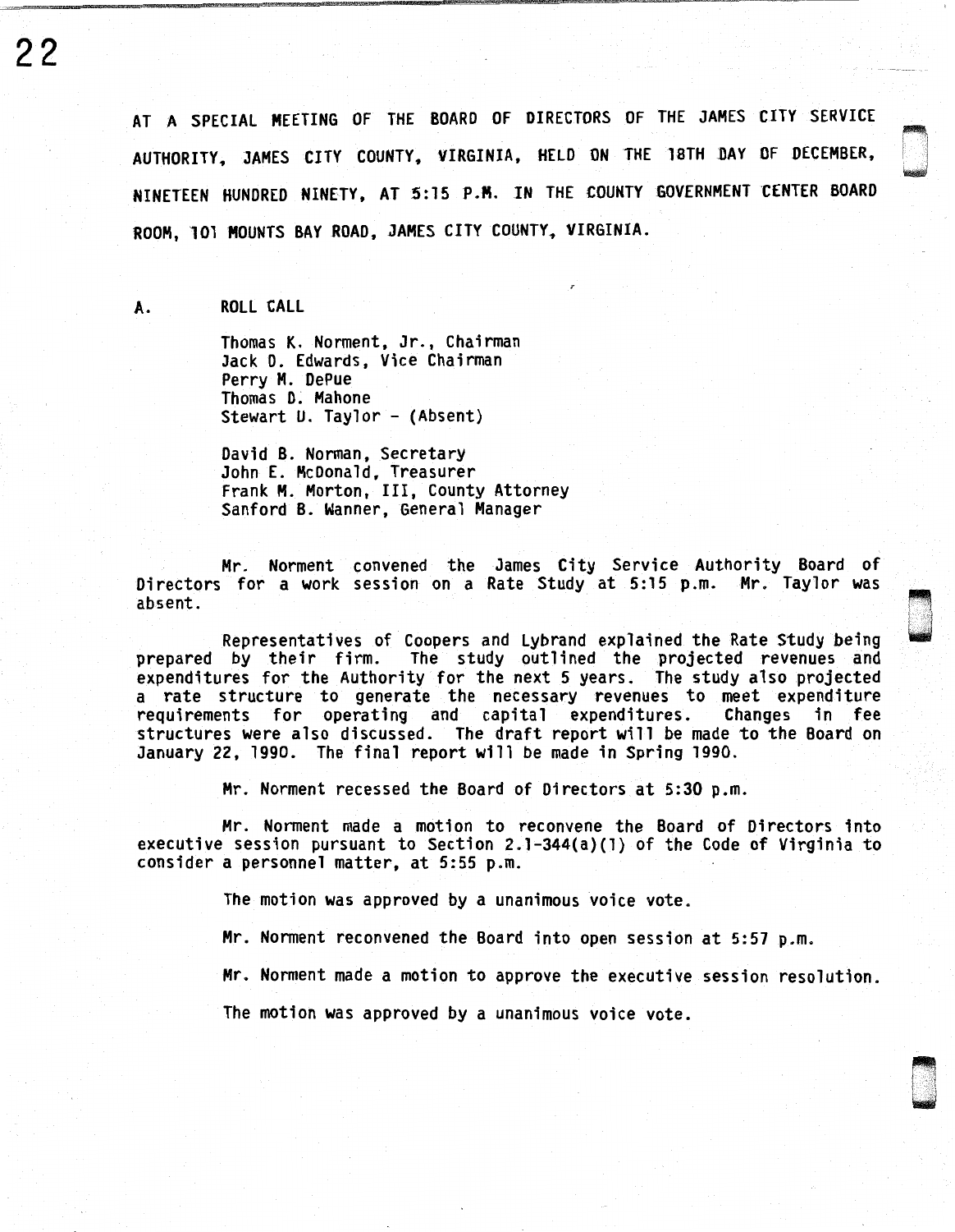AT A SPECIAL MEETING OF THE BOARD OF DIRECTORS OF THE JAMES CITY SERVICE AUTHORITY, JAMES CITY COUNTY, VIRGINIA, HELD ON THE 18TH DAY OF DECEMBER, NINETEEN HUNDRED NINETY, AT 5:15 P.M. IN THE COUNTY GOVERNMENT CENTER BOARD ROOM, 101 MOUNTS BAY ROAD, JAMES CITY COUNTY, VIRGINIA.

A. ROLL CALL

Thomas K. Norment, Jr., Chairman
Jack D. Edwards, Vice Chairman
Perry M. DePue
Thomas D. Mahone
Stewart U. Taylor - (Absent)

David B. Norman, Secretary
John E. McDonald, Treasurer
Frank M. Morton, III, County Attorney
Sanford B. Wanner, General Manager

Mr. Norment convened the James City Service Authority Board of Directors for a work session on a Rate Study at 5:15 p.m. Mr. Taylor was absent.

Representatives of Coopers and Lybrand explained the Rate Study being prepared by their firm. The study outlined the projected revenues and expenditures for the Authority for the next 5 years. The study also projected a rate structure to generate the necessary revenues to meet expenditure requirements for operating and capital expenditures. Changes in fee structures were also discussed. The draft report will be made to the Board on January 22, 1990. The final report will be made in Spring 1990.

Mr. Norment recessed the Board of Directors at 5:30 p.m.

Mr. Norment made a motion to reconvene the Board of Directors into executive session pursuant to Section 2.1-344(a)(1) of the Code of Virginia to consider a personnel matter, at 5:55 p.m.

The motion was approved by a unanimous voice vote.

Mr. Norment reconvened the Board into open session at 5:57 p.m.

Mr. Norment made a motion to approve the executive session resolution.

The motion was approved by a unanimous voice vote.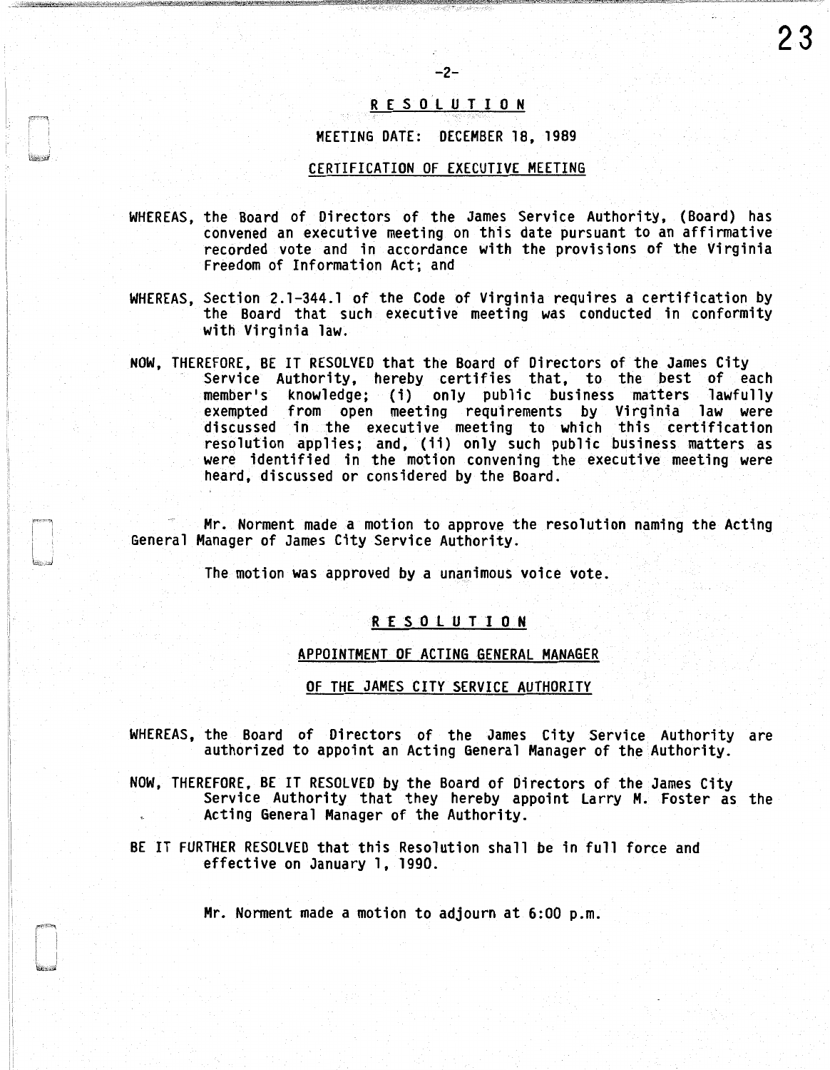## R E S O L U T I O N

MEETING DATE: DECEMBER 18, 1989

CERTIFICATION OF EXECUTIVE MEETING

WHEREAS, the Board of Directors of the James Service Authority, (Board) has convened an executive meeting on this date pursuant to an affirmative recorded vote and in accordance with the provisions of the Virginia Freedom of Information Act; and

WHEREAS, Section 2.1-344.1 of the Code of Virginia requires a certification by the Board that such executive meeting was conducted in conformity with Virginia law.

NOW, THEREFORE, BE IT RESOLVED that the Board of Directors of the James City Service Authority, hereby certifies that, to the best of each member's knowledge; (i) only public business matters lawfully exempted from open meeting requirements by Virginia law were discussed in the executive meeting to which this certification resolution applies; and, (ii) only such public business matters as were identified in the motion convening the executive meeting were heard, discussed or considered by the Board.

Mr. Norment made a motion to approve the resolution naming the Acting General Manager of James City Service Authority.

The motion was approved by a unanimous voice vote.

## R E S O L U T I O N

APPOINTMENT OF ACTING GENERAL MANAGER

OF THE JAMES CITY SERVICE AUTHORITY

WHEREAS, the Board of Directors of the James City Service Authority are authorized to appoint an Acting General Manager of the Authority.

NOW, THEREFORE, BE IT RESOLVED by the Board of Directors of the James City Service Authority that they hereby appoint Larry M. Foster as the Acting General Manager of the Authority.

BE IT FURTHER RESOLVED that this Resolution shall be in full force and effective on January 1, 1990.

Mr. Norment made a motion to adjourn at 6:00 p.m.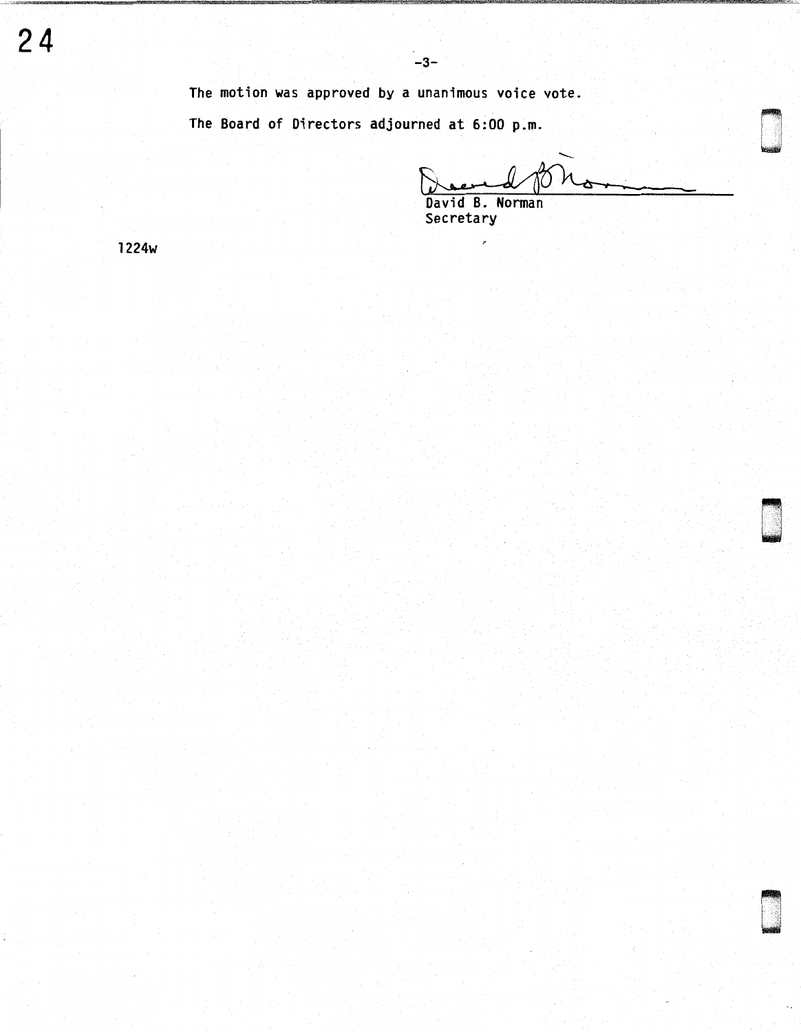The motion was approved by a unanimous voice vote.

The Board of Directors adjourned at 6:00 p.m.

David B. Norman
Secretary

1224w